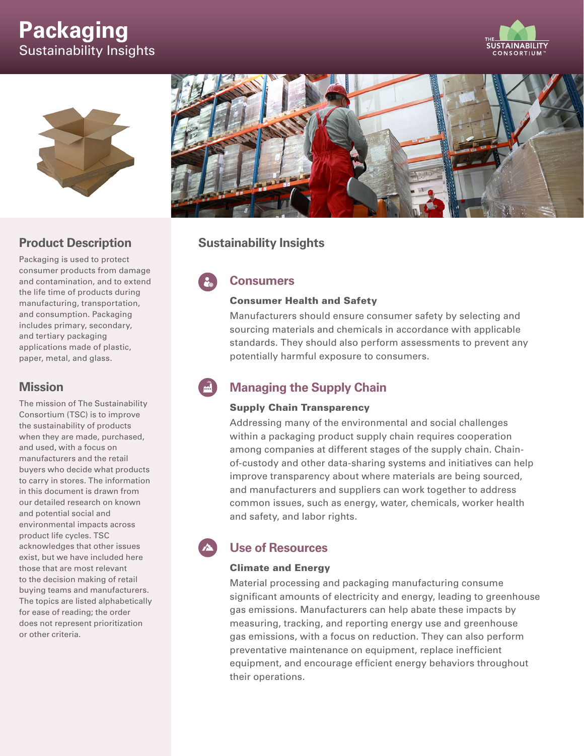# Packaging

Sustainability Insights

## Product Description

Packaging is used to protect consumer products from damage and contamination, and to extend the life time of products during manufacturing, transportation, and consumption. Packaging includes primary, secondary, and tertiary packaging applications made of plastic, paper, metal, and glass.

## Mission

The mission of The Sustainability Consortium (TSC) is to improve the sustainability of products when they are made, purchased, and used, with a focus on manufacturers and the retail buyers who decide what products to carry in stores. The information in this document is drawn from our detailed research on known and potential social and environmental impacts across product life cycles. TSC acknowledges that other issues exist, but we have included here those that are most relevant to the decision making of retail buying teams and manufacturers. The topics are listed alphabetically for ease of reading; the order does not represent prioritization or other criteria.

## Sustainability Insights

### Consumers

#### Consumer Health and Safety

Manufacturers should ensure consumer safety by selecting and sourcing materials and chemicals in accordance with applicable standards. They should also perform assessments to prevent any potentially harmful exposure to consumers.

### Managing the Supply Chain

#### Supply Chain Transparency

Addressing many of the environmental and social challenges within a packaging product supply chain requires cooperation among companies at different stages of the supply chain. Chain-of-custody and other data-sharing systems and initiatives can help improve transparency about where materials are being sourced, and manufacturers and suppliers can work together to address common issues, such as energy, water, chemicals, worker health and safety, and labor rights.

### Use of Resources

#### Climate and Energy

Material processing and packaging manufacturing consume significant amounts of electricity and energy, leading to greenhouse gas emissions. Manufacturers can help abate these impacts by measuring, tracking, and reporting energy use and greenhouse gas emissions, with a focus on reduction. They can also perform preventative maintenance on equipment, replace inefficient equipment, and encourage efficient energy behaviors throughout their operations.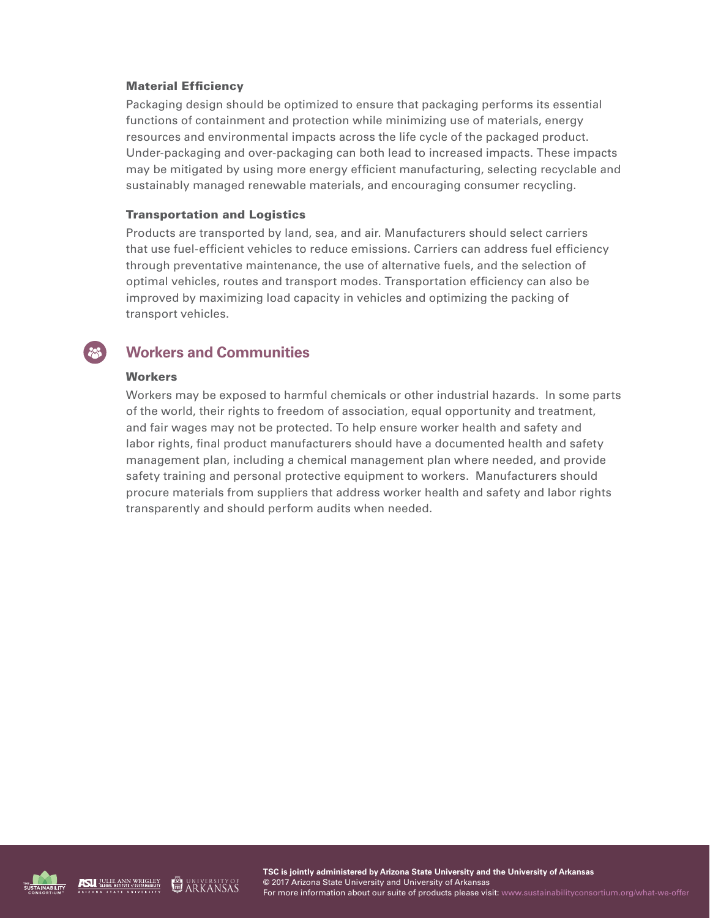### Material Efficiency

Packaging design should be optimized to ensure that packaging performs its essential functions of containment and protection while minimizing use of materials, energy resources and environmental impacts across the life cycle of the packaged product. Under-packaging and over-packaging can both lead to increased impacts. These impacts may be mitigated by using more energy efficient manufacturing, selecting recyclable and sustainably managed renewable materials, and encouraging consumer recycling.

### Transportation and Logistics

Products are transported by land, sea, and air. Manufacturers should select carriers that use fuel-efficient vehicles to reduce emissions. Carriers can address fuel efficiency through preventative maintenance, the use of alternative fuels, and the selection of optimal vehicles, routes and transport modes. Transportation efficiency can also be improved by maximizing load capacity in vehicles and optimizing the packing of transport vehicles.

## Workers and Communities

### Workers

Workers may be exposed to harmful chemicals or other industrial hazards. In some parts of the world, their rights to freedom of association, equal opportunity and treatment, and fair wages may not be protected. To help ensure worker health and safety and labor rights, final product manufacturers should have a documented health and safety management plan, including a chemical management plan where needed, and provide safety training and personal protective equipment to workers. Manufacturers should procure materials from suppliers that address worker health and safety and labor rights transparently and should perform audits when needed.

**TSC is jointly administered by Arizona State University and the University of Arkansas**
© 2017 Arizona State University and University of Arkansas
For more information about our suite of products please visit: www.sustainabilityconsortium.org/what-we-offer